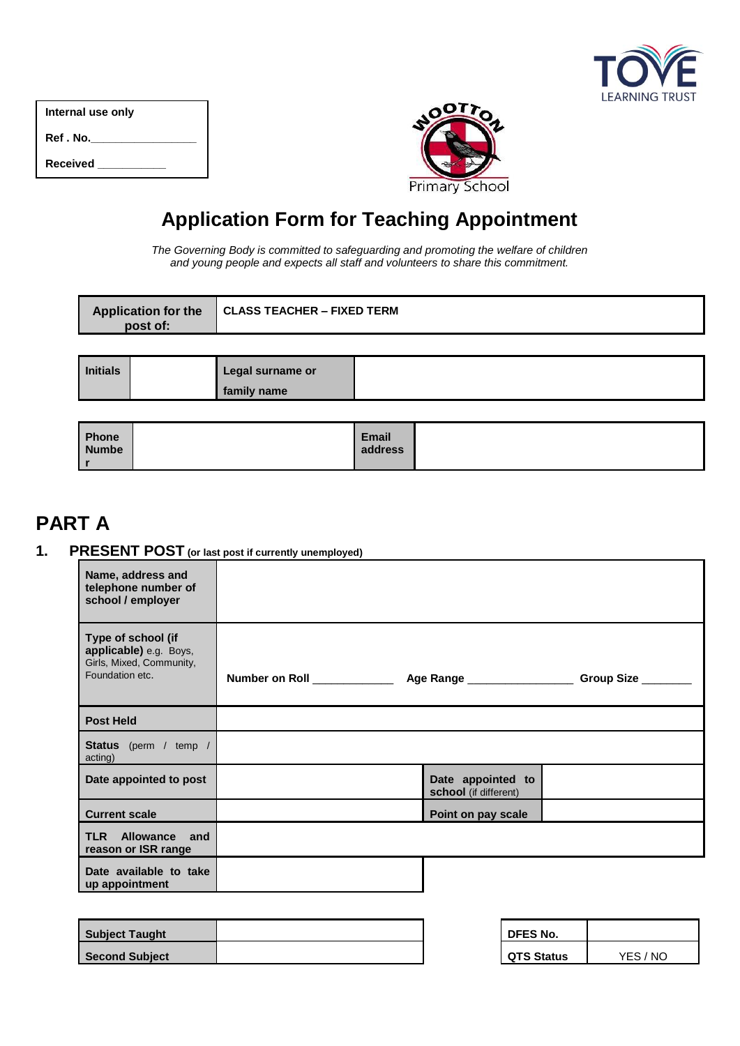| Internal use only |
|---|
| Ref . No.________________ |
| Received __________ |

TOVE LEARNING TRUST

WOOTTON Primary School

# Application Form for Teaching Appointment

*The Governing Body is committed to safeguarding and promoting the welfare of children and young people and expects all staff and volunteers to share this commitment.*

| Application for the post of: | CLASS TEACHER – FIXED TERM |
|---|---|

| Initials | | Legal surname or family name | |
|---|---|---|---|

| Phone Number | | Email address | |
|---|---|---|---|

# PART A

## 1. PRESENT POST (or last post if currently unemployed)

| | | | |
|---|---|---|---|
| **Name, address and telephone number of school / employer** | | | |
| **Type of school (if applicable)** e.g. Boys, Girls, Mixed, Community, Foundation etc. | **Number on Roll** ____________ **Age Range** ________________ **Group Size** _______ | | |
| **Post Held** | | | |
| **Status** (perm / temp / acting) | | | |
| **Date appointed to post** | | **Date appointed to school** (if different) | |
| **Current scale** | | **Point on pay scale** | |
| **TLR Allowance and reason or ISR range** | | | |
| **Date available to take up appointment** | | | |

| Subject Taught | |
|---|---|
| **Second Subject** | |

| DFES No. | |
|---|---|
| **QTS Status** | YES / NO |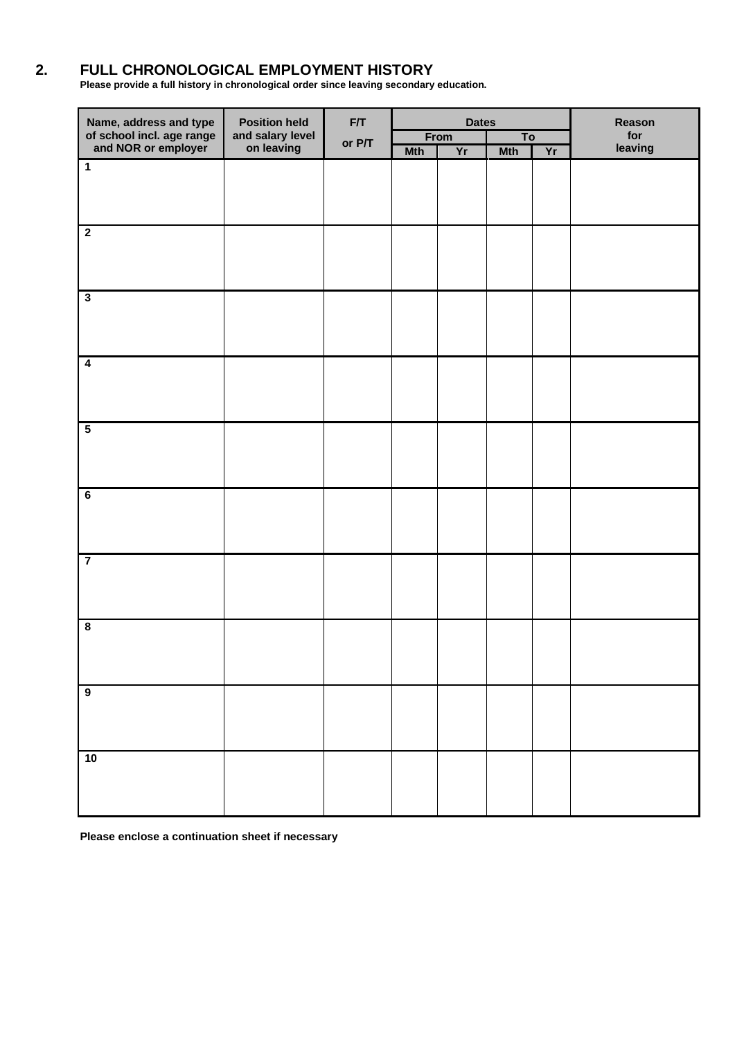## 2. FULL CHRONOLOGICAL EMPLOYMENT HISTORY

**Please provide a full history in chronological order since leaving secondary education.**

| Name, address and type of school incl. age range and NOR or employer | Position held and salary level on leaving | F/T or P/T | Dates | | | | Reason for leaving |
|---|---|---|---|---|---|---|---|
| | | | From | | To | | |
| | | | Mth | Yr | Mth | Yr | |
| 1 | | | | | | | |
| 2 | | | | | | | |
| 3 | | | | | | | |
| 4 | | | | | | | |
| 5 | | | | | | | |
| 6 | | | | | | | |
| 7 | | | | | | | |
| 8 | | | | | | | |
| 9 | | | | | | | |
| 10 | | | | | | | |

**Please enclose a continuation sheet if necessary**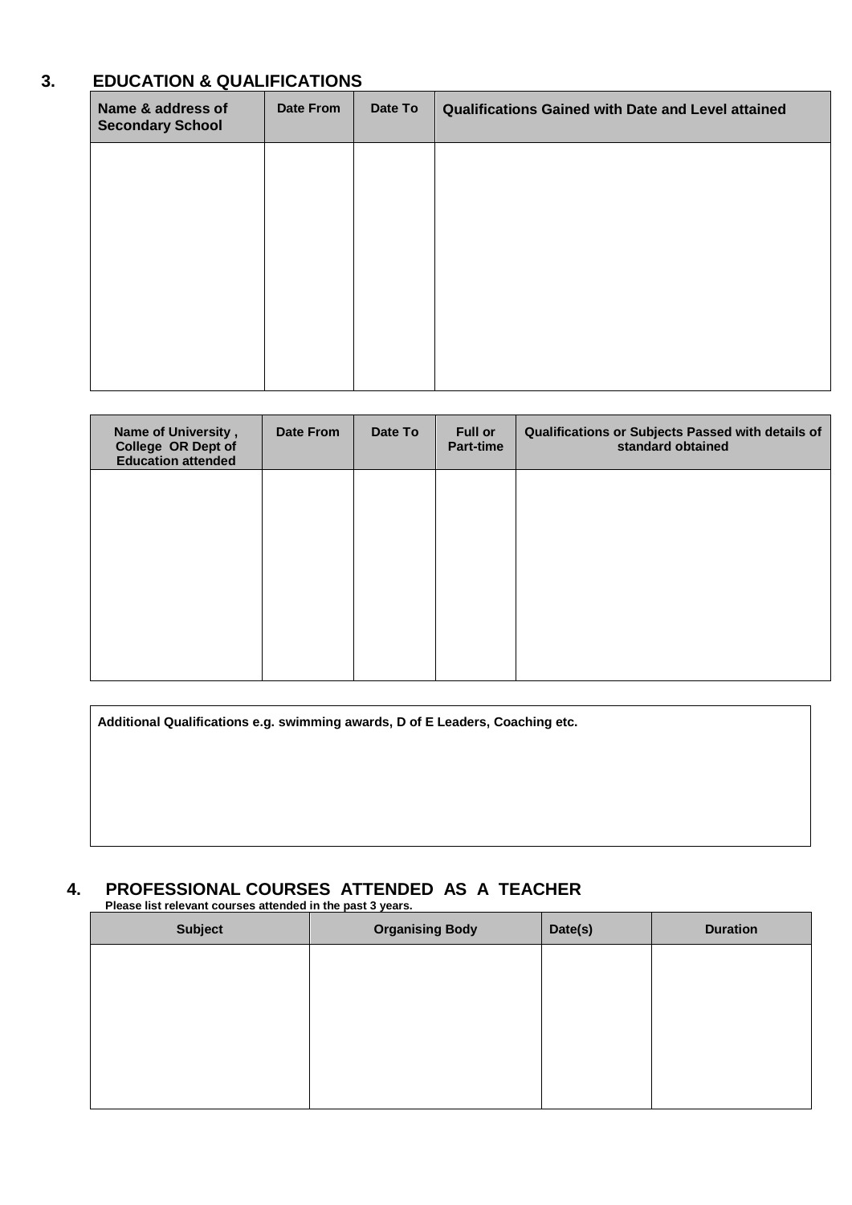## 3. EDUCATION & QUALIFICATIONS

| Name & address of Secondary School | Date From | Date To | Qualifications Gained with Date and Level attained |
|---|---|---|---|
| | | | |

| Name of University , College OR Dept of Education attended | Date From | Date To | Full or Part-time | Qualifications or Subjects Passed with details of standard obtained |
|---|---|---|---|---|
| | | | | |

| Additional Qualifications e.g. swimming awards, D of E Leaders, Coaching etc. |
|---|
| |

## 4. PROFESSIONAL COURSES ATTENDED AS A TEACHER

**Please list relevant courses attended in the past 3 years.**

| Subject | Organising Body | Date(s) | Duration |
|---|---|---|---|
| | | | |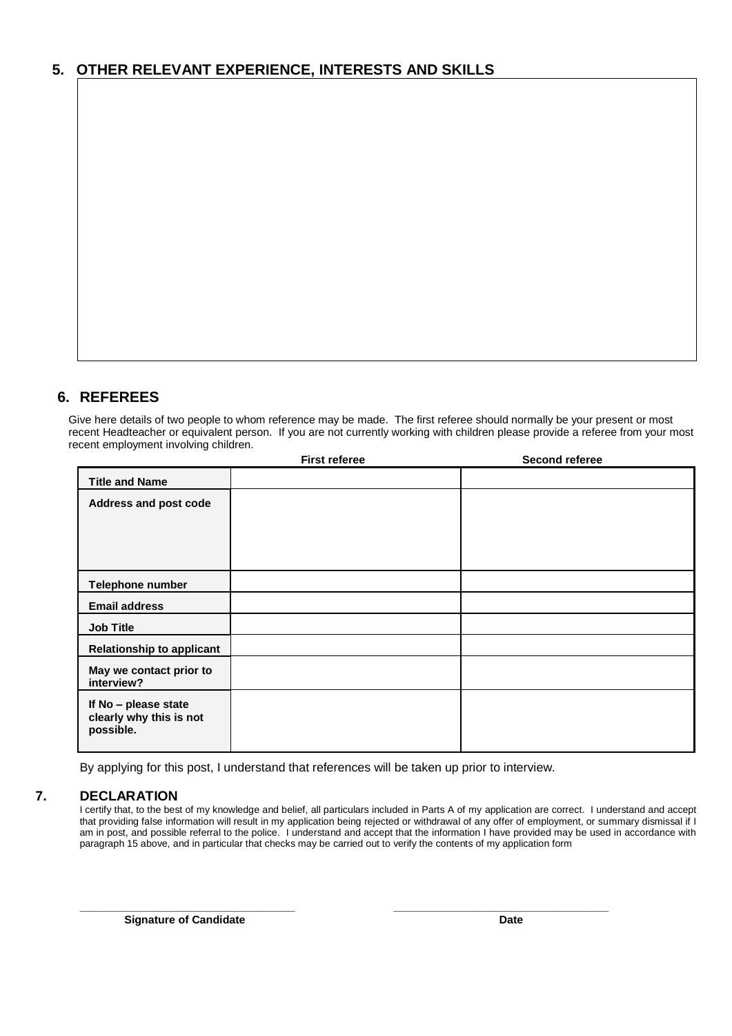## 5. OTHER RELEVANT EXPERIENCE, INTERESTS AND SKILLS

## 6. REFEREES

Give here details of two people to whom reference may be made. The first referee should normally be your present or most recent Headteacher or equivalent person. If you are not currently working with children please provide a referee from your most recent employment involving children.

| | First referee | Second referee |
|---|---|---|
| **Title and Name** | | |
| **Address and post code** | | |
| **Telephone number** | | |
| **Email address** | | |
| **Job Title** | | |
| **Relationship to applicant** | | |
| **May we contact prior to interview?** | | |
| **If No – please state clearly why this is not possible.** | | |

By applying for this post, I understand that references will be taken up prior to interview.

## 7. DECLARATION

I certify that, to the best of my knowledge and belief, all particulars included in Parts A of my application are correct. I understand and accept that providing false information will result in my application being rejected or withdrawal of any offer of employment, or summary dismissal if I am in post, and possible referral to the police. I understand and accept that the information I have provided may be used in accordance with paragraph 15 above, and in particular that checks may be carried out to verify the contents of my application form

_________________________________ **Signature of Candidate**

_________________________________ **Date**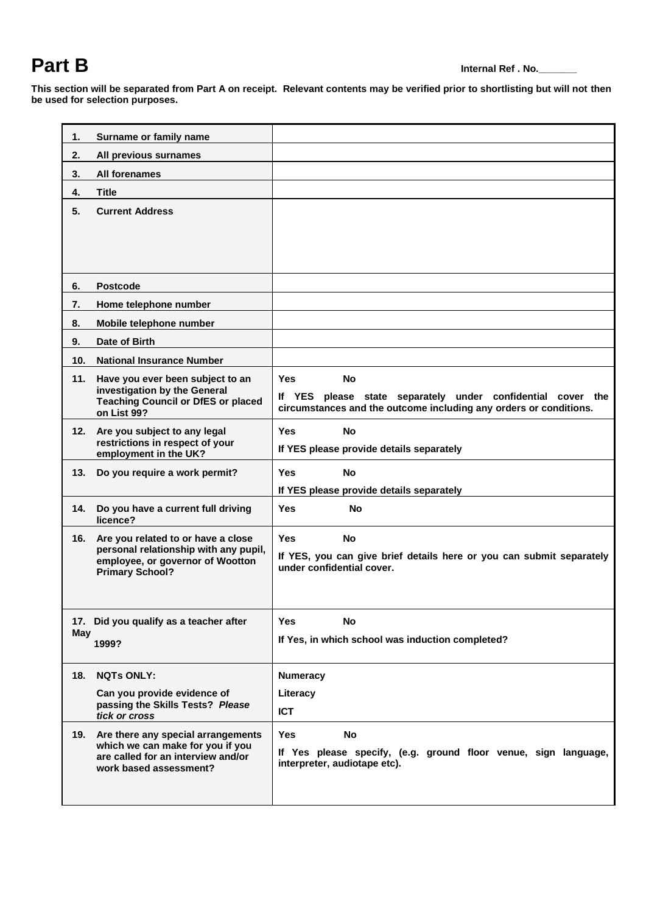# Part B

**Internal Ref . No.\_\_\_\_\_\_\_**

**This section will be separated from Part A on receipt. Relevant contents may be verified prior to shortlisting but will not then be used for selection purposes.**

| | |
|---|---|
| **1. Surname or family name** | |
| **2. All previous surnames** | |
| **3. All forenames** | |
| **4. Title** | |
| **5. Current Address** | |
| **6. Postcode** | |
| **7. Home telephone number** | |
| **8. Mobile telephone number** | |
| **9. Date of Birth** | |
| **10. National Insurance Number** | |
| **11. Have you ever been subject to an investigation by the General Teaching Council or DfES or placed on List 99?** | **Yes No**<br>**If YES please state separately under confidential cover the circumstances and the outcome including any orders or conditions.** |
| **12. Are you subject to any legal restrictions in respect of your employment in the UK?** | **Yes No**<br>**If YES please provide details separately** |
| **13. Do you require a work permit?** | **Yes No**<br>**If YES please provide details separately** |
| **14. Do you have a current full driving licence?** | **Yes No** |
| **16. Are you related to or have a close personal relationship with any pupil, employee, or governor of Wootton Primary School?** | **Yes No**<br>**If YES, you can give brief details here or you can submit separately under confidential cover.** |
| **17. Did you qualify as a teacher after May 1999?** | **Yes No**<br>**If Yes, in which school was induction completed?** |
| **18. NQTs ONLY:**<br>**Can you provide evidence of passing the Skills Tests?** ***Please tick or cross*** | **Numeracy**<br>**Literacy**<br>**ICT** |
| **19. Are there any special arrangements which we can make for you if you are called for an interview and/or work based assessment?** | **Yes No**<br>**If Yes please specify, (e.g. ground floor venue, sign language, interpreter, audiotape etc).** |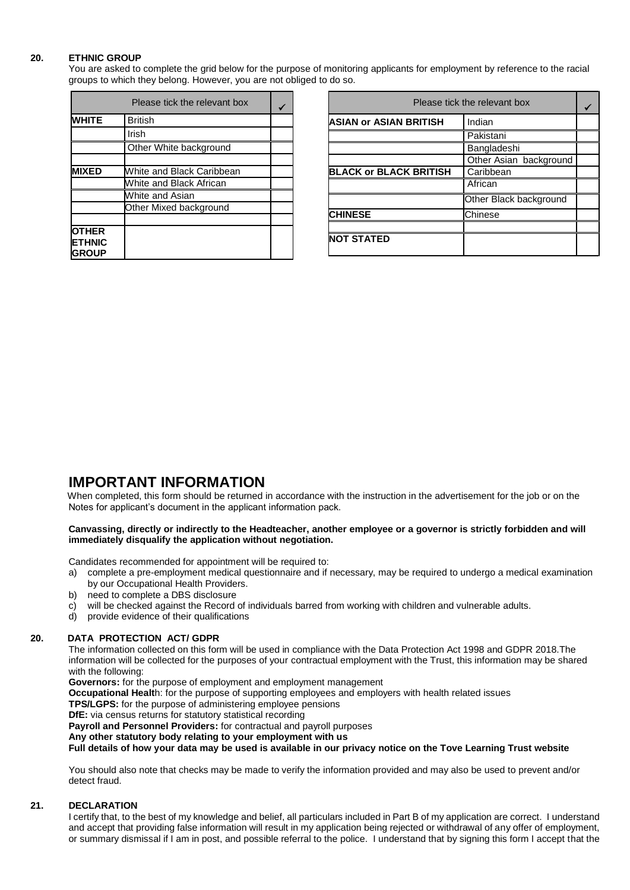**20. ETHNIC GROUP**

You are asked to complete the grid below for the purpose of monitoring applicants for employment by reference to the racial groups to which they belong. However, you are not obliged to do so.

| Please tick the relevant box | | ✓ |
|---|---|---|
| **WHITE** | British | |
| | Irish | |
| | Other White background | |
| | | |
| **MIXED** | White and Black Caribbean | |
| | White and Black African | |
| | White and Asian | |
| | Other Mixed background | |
| | | |
| **OTHER ETHNIC GROUP** | | |

| Please tick the relevant box | | ✓ |
|---|---|---|
| **ASIAN or ASIAN BRITISH** | Indian | |
| | Pakistani | |
| | Bangladeshi | |
| | Other Asian background | |
| **BLACK or BLACK BRITISH** | Caribbean | |
| | African | |
| | Other Black background | |
| **CHINESE** | Chinese | |
| | | |
| **NOT STATED** | | |

# IMPORTANT INFORMATION

When completed, this form should be returned in accordance with the instruction in the advertisement for the job or on the Notes for applicant's document in the applicant information pack.

**Canvassing, directly or indirectly to the Headteacher, another employee or a governor is strictly forbidden and will immediately disqualify the application without negotiation.**

Candidates recommended for appointment will be required to:

a) complete a pre-employment medical questionnaire and if necessary, may be required to undergo a medical examination by our Occupational Health Providers.
b) need to complete a DBS disclosure
c) will be checked against the Record of individuals barred from working with children and vulnerable adults.
d) provide evidence of their qualifications

**20. DATA PROTECTION ACT/ GDPR**

The information collected on this form will be used in compliance with the Data Protection Act 1998 and GDPR 2018.The information will be collected for the purposes of your contractual employment with the Trust, this information may be shared with the following:

**Governors:** for the purpose of employment and employment management

**Occupational Healt**h: for the purpose of supporting employees and employers with health related issues

**TPS/LGPS:** for the purpose of administering employee pensions

**DfE:** via census returns for statutory statistical recording

**Payroll and Personnel Providers:** for contractual and payroll purposes

**Any other statutory body relating to your employment with us**

**Full details of how your data may be used is available in our privacy notice on the Tove Learning Trust website**

You should also note that checks may be made to verify the information provided and may also be used to prevent and/or detect fraud.

**21. DECLARATION**

I certify that, to the best of my knowledge and belief, all particulars included in Part B of my application are correct. I understand and accept that providing false information will result in my application being rejected or withdrawal of any offer of employment, or summary dismissal if I am in post, and possible referral to the police. I understand that by signing this form I accept that the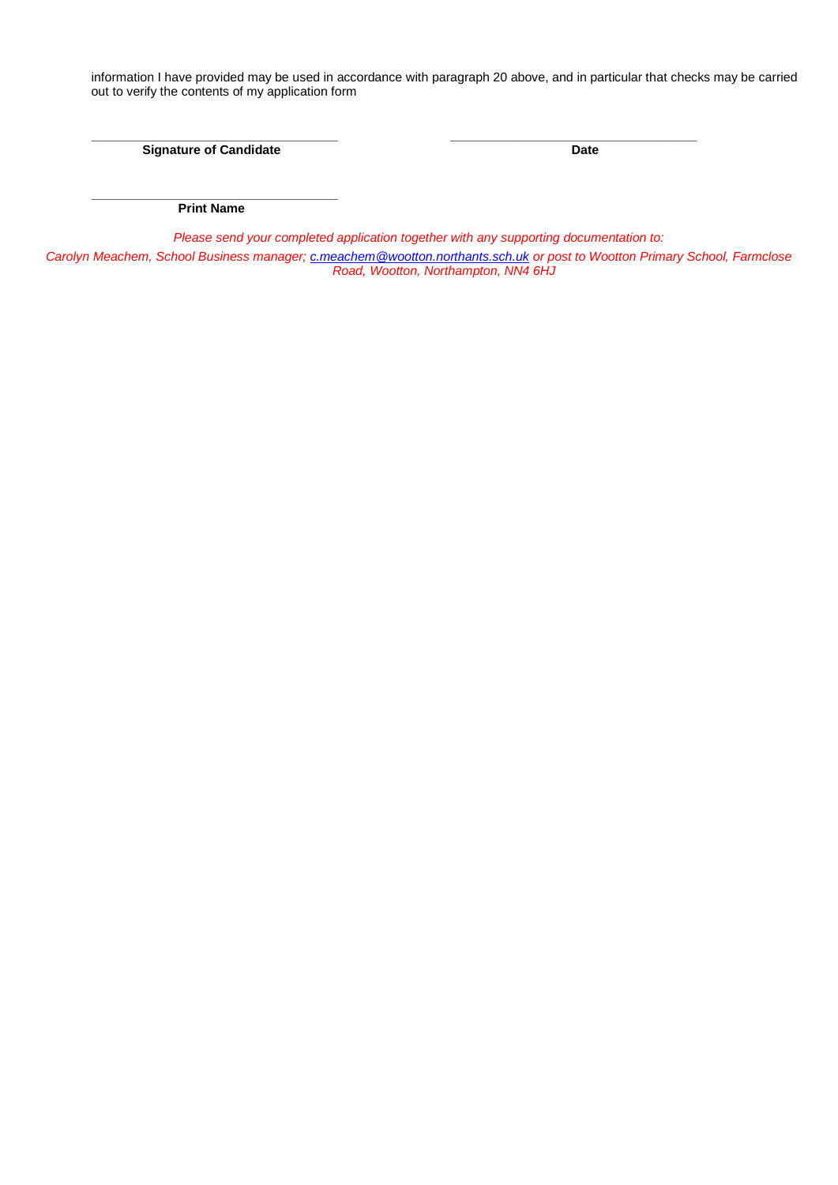information I have provided may be used in accordance with paragraph 20 above, and in particular that checks may be carried out to verify the contents of my application form

\_\_\_\_\_\_\_\_\_\_\_\_\_\_\_\_\_\_\_\_\_\_\_\_\_\_\_\_\_\_\_\_\_\_\_\_
**Signature of Candidate**

\_\_\_\_\_\_\_\_\_\_\_\_\_\_\_\_\_\_\_\_\_\_\_\_\_\_\_\_\_\_\_\_\_\_\_\_
**Date**

\_\_\_\_\_\_\_\_\_\_\_\_\_\_\_\_\_\_\_\_\_\_\_\_\_\_\_\_\_\_\_\_\_\_\_\_
**Print Name**

*Please send your completed application together with any supporting documentation to:*

*Carolyn Meachem, School Business manager; c.meachem@wootton.northants.sch.uk or post to Wootton Primary School, Farmclose Road, Wootton, Northampton, NN4 6HJ*